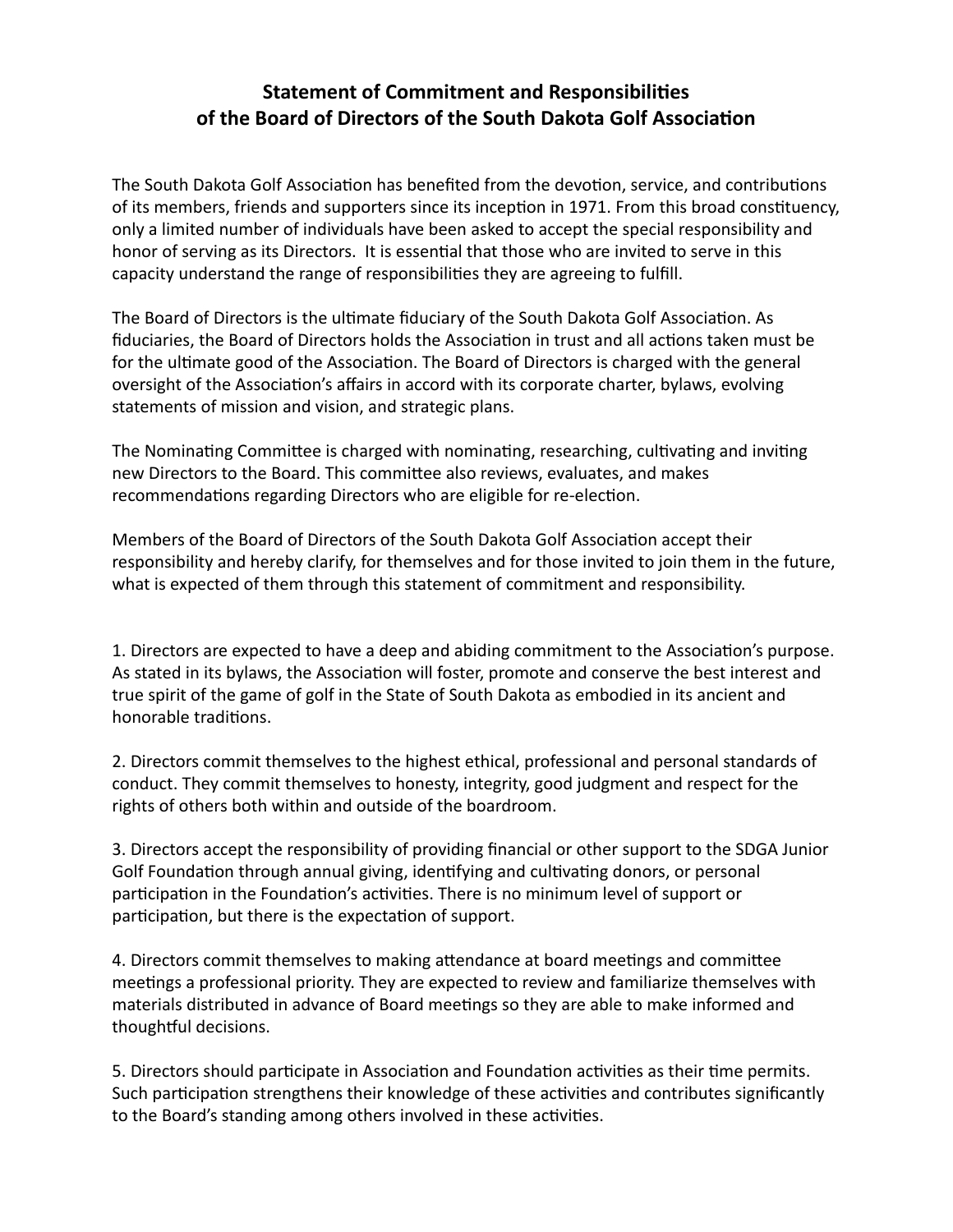# Statement of Commitment and Responsibilities of the Board of Directors of the South Dakota Golf Association

The South Dakota Golf Association has benefited from the devotion, service, and contributions of its members, friends and supporters since its inception in 1971. From this broad constituency, only a limited number of individuals have been asked to accept the special responsibility and honor of serving as its Directors. It is essential that those who are invited to serve in this capacity understand the range of responsibilities they are agreeing to fulfill.

The Board of Directors is the ultimate fiduciary of the South Dakota Golf Association. As fiduciaries, the Board of Directors holds the Association in trust and all actions taken must be for the ultimate good of the Association. The Board of Directors is charged with the general oversight of the Association's affairs in accord with its corporate charter, bylaws, evolving statements of mission and vision, and strategic plans.

The Nominating Committee is charged with nominating, researching, cultivating and inviting new Directors to the Board. This committee also reviews, evaluates, and makes recommendations regarding Directors who are eligible for re-election.

Members of the Board of Directors of the South Dakota Golf Association accept their responsibility and hereby clarify, for themselves and for those invited to join them in the future, what is expected of them through this statement of commitment and responsibility.

1. Directors are expected to have a deep and abiding commitment to the Association's purpose. As stated in its bylaws, the Association will foster, promote and conserve the best interest and true spirit of the game of golf in the State of South Dakota as embodied in its ancient and honorable traditions.

2. Directors commit themselves to the highest ethical, professional and personal standards of conduct. They commit themselves to honesty, integrity, good judgment and respect for the rights of others both within and outside of the boardroom.

3. Directors accept the responsibility of providing financial or other support to the SDGA Junior Golf Foundation through annual giving, identifying and cultivating donors, or personal participation in the Foundation's activities. There is no minimum level of support or participation, but there is the expectation of support.

4. Directors commit themselves to making attendance at board meetings and committee meetings a professional priority. They are expected to review and familiarize themselves with materials distributed in advance of Board meetings so they are able to make informed and thoughtful decisions.

5. Directors should participate in Association and Foundation activities as their time permits. Such participation strengthens their knowledge of these activities and contributes significantly to the Board's standing among others involved in these activities.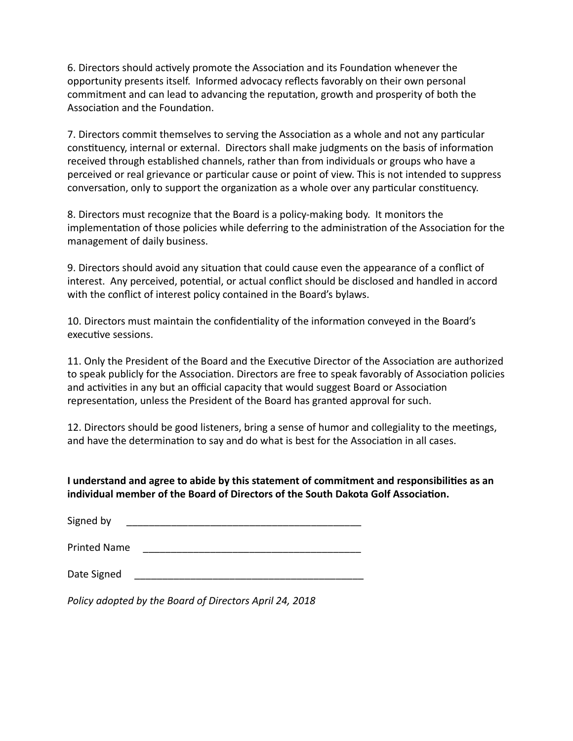6. Directors should actively promote the Association and its Foundation whenever the opportunity presents itself. Informed advocacy reflects favorably on their own personal commitment and can lead to advancing the reputation, growth and prosperity of both the Association and the Foundation.

7. Directors commit themselves to serving the Association as a whole and not any particular constituency, internal or external. Directors shall make judgments on the basis of information received through established channels, rather than from individuals or groups who have a perceived or real grievance or particular cause or point of view. This is not intended to suppress conversation, only to support the organization as a whole over any particular constituency.

8. Directors must recognize that the Board is a policy-making body. It monitors the implementation of those policies while deferring to the administration of the Association for the management of daily business.

9. Directors should avoid any situation that could cause even the appearance of a conflict of interest. Any perceived, potential, or actual conflict should be disclosed and handled in accord with the conflict of interest policy contained in the Board's bylaws.

10. Directors must maintain the confidentiality of the information conveyed in the Board's executive sessions.

11. Only the President of the Board and the Executive Director of the Association are authorized to speak publicly for the Association. Directors are free to speak favorably of Association policies and activities in any but an official capacity that would suggest Board or Association representation, unless the President of the Board has granted approval for such.

12. Directors should be good listeners, bring a sense of humor and collegiality to the meetings, and have the determination to say and do what is best for the Association in all cases.

**I understand and agree to abide by this statement of commitment and responsibilities as an individual member of the Board of Directors of the South Dakota Golf Association.**

Signed by ___________________________________________

Printed Name ________________________________________

Date Signed __________________________________________

*Policy adopted by the Board of Directors April 24, 2018*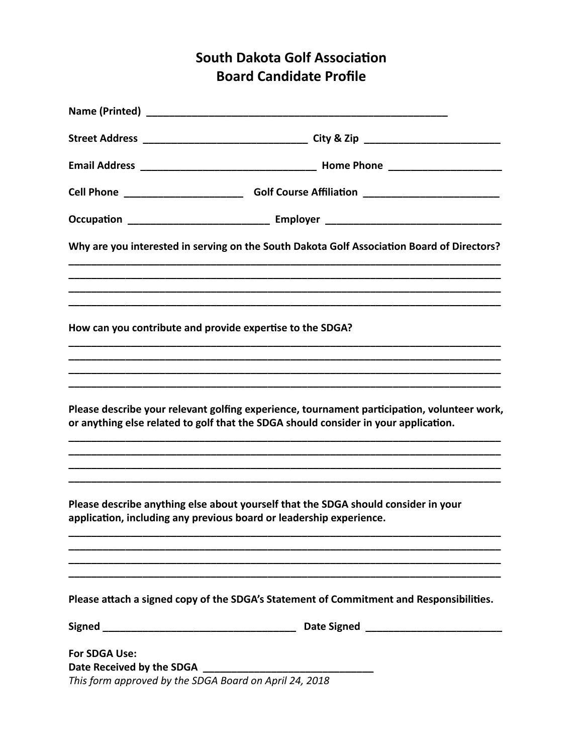# South Dakota Golf Association
## Board Candidate Profile

**Name (Printed)** ________________________________________________________

**Street Address** ______________________________ **City & Zip** ________________________

**Email Address** ________________________________ **Home Phone** ____________________

**Cell Phone** _____________________ **Golf Course Affiliation** ________________________

**Occupation** _________________________ **Employer** _______________________________

**Why are you interested in serving on the South Dakota Golf Association Board of Directors?**

_______________________________________________________________________________

_______________________________________________________________________________

_______________________________________________________________________________

_______________________________________________________________________________

**How can you contribute and provide expertise to the SDGA?**

_______________________________________________________________________________

_______________________________________________________________________________

_______________________________________________________________________________

_______________________________________________________________________________

**Please describe your relevant golfing experience, tournament participation, volunteer work, or anything else related to golf that the SDGA should consider in your application.**

_______________________________________________________________________________

_______________________________________________________________________________

_______________________________________________________________________________

_______________________________________________________________________________

**Please describe anything else about yourself that the SDGA should consider in your application, including any previous board or leadership experience.**

_______________________________________________________________________________

_______________________________________________________________________________

_______________________________________________________________________________

_______________________________________________________________________________

**Please attach a signed copy of the SDGA's Statement of Commitment and Responsibilities.**

**Signed** ___________________________________ **Date Signed** ________________________

**For SDGA Use:**
**Date Received by the SDGA** ______________________________

*This form approved by the SDGA Board on April 24, 2018*